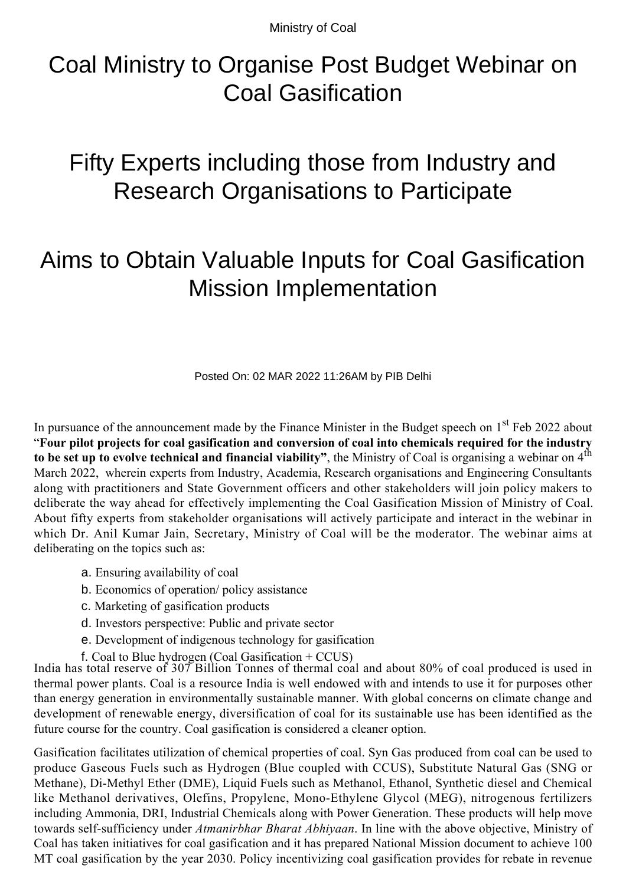Ministry of Coal

# Coal Ministry to Organise Post Budget Webinar on Coal Gasification

# Fifty Experts including those from Industry and Research Organisations to Participate

# Aims to Obtain Valuable Inputs for Coal Gasification Mission Implementation

Posted On: 02 MAR 2022 11:26AM by PIB Delhi

In pursuance of the announcement made by the Finance Minister in the Budget speech on 1st Feb 2022 about "**Four pilot projects for coal gasification and conversion of coal into chemicals required for the industry to be set up to evolve technical and financial viability"**, the Ministry of Coal is organising a webinar on 4th March 2022, wherein experts from Industry, Academia, Research organisations and Engineering Consultants along with practitioners and State Government officers and other stakeholders will join policy makers to deliberate the way ahead for effectively implementing the Coal Gasification Mission of Ministry of Coal. About fifty experts from stakeholder organisations will actively participate and interact in the webinar in which Dr. Anil Kumar Jain, Secretary, Ministry of Coal will be the moderator. The webinar aims at deliberating on the topics such as:

a. Ensuring availability of coal
b. Economics of operation/ policy assistance
c. Marketing of gasification products
d. Investors perspective: Public and private sector
e. Development of indigenous technology for gasification
f. Coal to Blue hydrogen (Coal Gasification + CCUS)

India has total reserve of 307 Billion Tonnes of thermal coal and about 80% of coal produced is used in thermal power plants. Coal is a resource India is well endowed with and intends to use it for purposes other than energy generation in environmentally sustainable manner. With global concerns on climate change and development of renewable energy, diversification of coal for its sustainable use has been identified as the future course for the country. Coal gasification is considered a cleaner option.

Gasification facilitates utilization of chemical properties of coal. Syn Gas produced from coal can be used to produce Gaseous Fuels such as Hydrogen (Blue coupled with CCUS), Substitute Natural Gas (SNG or Methane), Di-Methyl Ether (DME), Liquid Fuels such as Methanol, Ethanol, Synthetic diesel and Chemical like Methanol derivatives, Olefins, Propylene, Mono-Ethylene Glycol (MEG), nitrogenous fertilizers including Ammonia, DRI, Industrial Chemicals along with Power Generation. These products will help move towards self-sufficiency under *Atmanirbhar Bharat Abhiyaan*. In line with the above objective, Ministry of Coal has taken initiatives for coal gasification and it has prepared National Mission document to achieve 100 MT coal gasification by the year 2030. Policy incentivizing coal gasification provides for rebate in revenue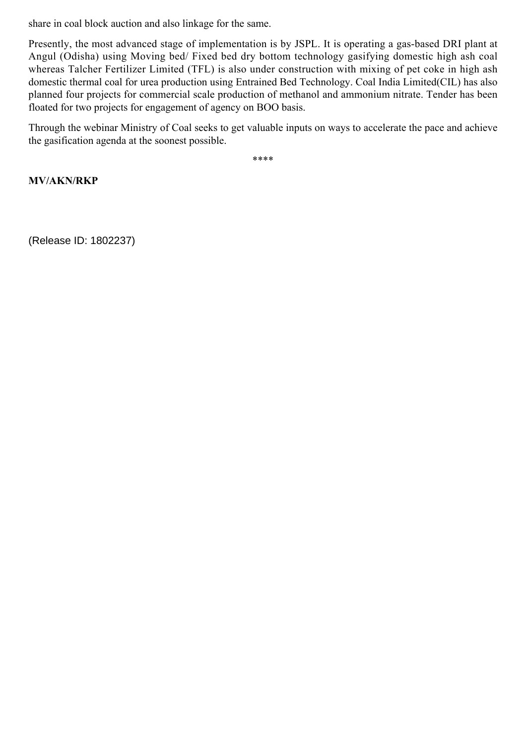share in coal block auction and also linkage for the same.

Presently, the most advanced stage of implementation is by JSPL. It is operating a gas-based DRI plant at Angul (Odisha) using Moving bed/ Fixed bed dry bottom technology gasifying domestic high ash coal whereas Talcher Fertilizer Limited (TFL) is also under construction with mixing of pet coke in high ash domestic thermal coal for urea production using Entrained Bed Technology. Coal India Limited(CIL) has also planned four projects for commercial scale production of methanol and ammonium nitrate. Tender has been floated for two projects for engagement of agency on BOO basis.

Through the webinar Ministry of Coal seeks to get valuable inputs on ways to accelerate the pace and achieve the gasification agenda at the soonest possible.

****

**MV/AKN/RKP**

(Release ID: 1802237)